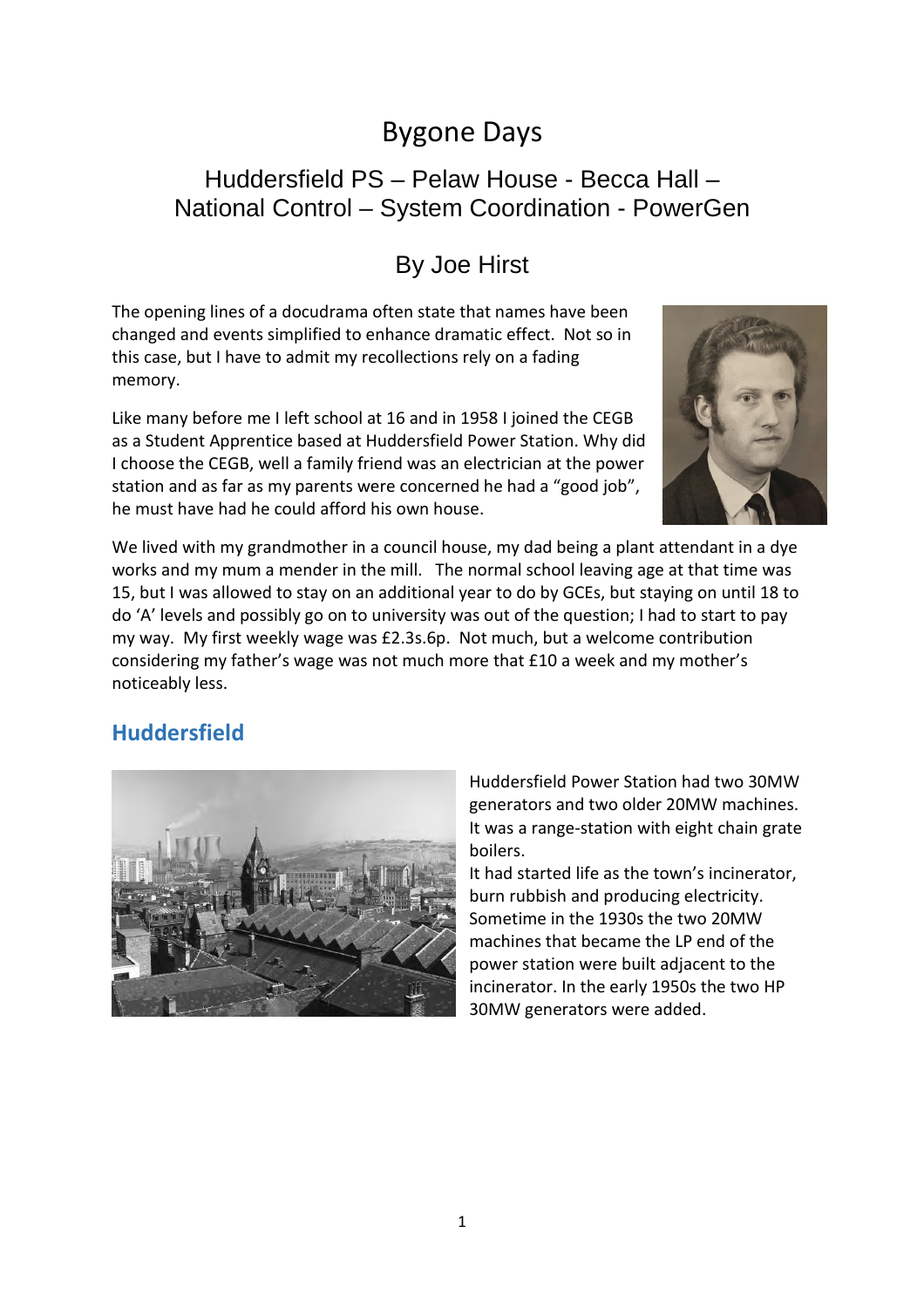# Bygone Days

## Huddersfield PS – Pelaw House - Becca Hall – National Control – System Coordination - PowerGen

## By Joe Hirst

The opening lines of a docudrama often state that names have been changed and events simplified to enhance dramatic effect. Not so in this case, but I have to admit my recollections rely on a fading memory.

Like many before me I left school at 16 and in 1958 I joined the CEGB as a Student Apprentice based at Huddersfield Power Station. Why did I choose the CEGB, well a family friend was an electrician at the power station and as far as my parents were concerned he had a "good job", he must have had he could afford his own house.

We lived with my grandmother in a council house, my dad being a plant attendant in a dye works and my mum a mender in the mill. The normal school leaving age at that time was 15, but I was allowed to stay on an additional year to do by GCEs, but staying on until 18 to do 'A' levels and possibly go on to university was out of the question; I had to start to pay my way. My first weekly wage was £2.3s.6p. Not much, but a welcome contribution considering my father's wage was not much more that £10 a week and my mother's noticeably less.

## Huddersfield

Huddersfield Power Station had two 30MW generators and two older 20MW machines. It was a range-station with eight chain grate boilers.

It had started life as the town's incinerator, burn rubbish and producing electricity. Sometime in the 1930s the two 20MW machines that became the LP end of the power station were built adjacent to the incinerator. In the early 1950s the two HP 30MW generators were added.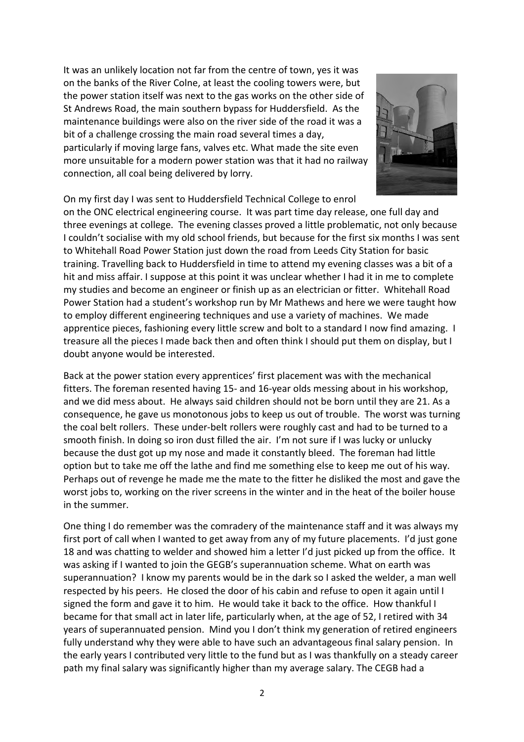It was an unlikely location not far from the centre of town, yes it was on the banks of the River Colne, at least the cooling towers were, but the power station itself was next to the gas works on the other side of St Andrews Road, the main southern bypass for Huddersfield. As the maintenance buildings were also on the river side of the road it was a bit of a challenge crossing the main road several times a day, particularly if moving large fans, valves etc. What made the site even more unsuitable for a modern power station was that it had no railway connection, all coal being delivered by lorry.

On my first day I was sent to Huddersfield Technical College to enrol on the ONC electrical engineering course. It was part time day release, one full day and three evenings at college. The evening classes proved a little problematic, not only because I couldn't socialise with my old school friends, but because for the first six months I was sent to Whitehall Road Power Station just down the road from Leeds City Station for basic training. Travelling back to Huddersfield in time to attend my evening classes was a bit of a hit and miss affair. I suppose at this point it was unclear whether I had it in me to complete my studies and become an engineer or finish up as an electrician or fitter. Whitehall Road Power Station had a student's workshop run by Mr Mathews and here we were taught how to employ different engineering techniques and use a variety of machines. We made apprentice pieces, fashioning every little screw and bolt to a standard I now find amazing. I treasure all the pieces I made back then and often think I should put them on display, but I doubt anyone would be interested.

Back at the power station every apprentices' first placement was with the mechanical fitters. The foreman resented having 15- and 16-year olds messing about in his workshop, and we did mess about. He always said children should not be born until they are 21. As a consequence, he gave us monotonous jobs to keep us out of trouble. The worst was turning the coal belt rollers. These under-belt rollers were roughly cast and had to be turned to a smooth finish. In doing so iron dust filled the air. I'm not sure if I was lucky or unlucky because the dust got up my nose and made it constantly bleed. The foreman had little option but to take me off the lathe and find me something else to keep me out of his way. Perhaps out of revenge he made me the mate to the fitter he disliked the most and gave the worst jobs to, working on the river screens in the winter and in the heat of the boiler house in the summer.

One thing I do remember was the comradery of the maintenance staff and it was always my first port of call when I wanted to get away from any of my future placements. I'd just gone 18 and was chatting to welder and showed him a letter I'd just picked up from the office. It was asking if I wanted to join the GEGB's superannuation scheme. What on earth was superannuation? I know my parents would be in the dark so I asked the welder, a man well respected by his peers. He closed the door of his cabin and refuse to open it again until I signed the form and gave it to him. He would take it back to the office. How thankful I became for that small act in later life, particularly when, at the age of 52, I retired with 34 years of superannuated pension. Mind you I don't think my generation of retired engineers fully understand why they were able to have such an advantageous final salary pension. In the early years I contributed very little to the fund but as I was thankfully on a steady career path my final salary was significantly higher than my average salary. The CEGB had a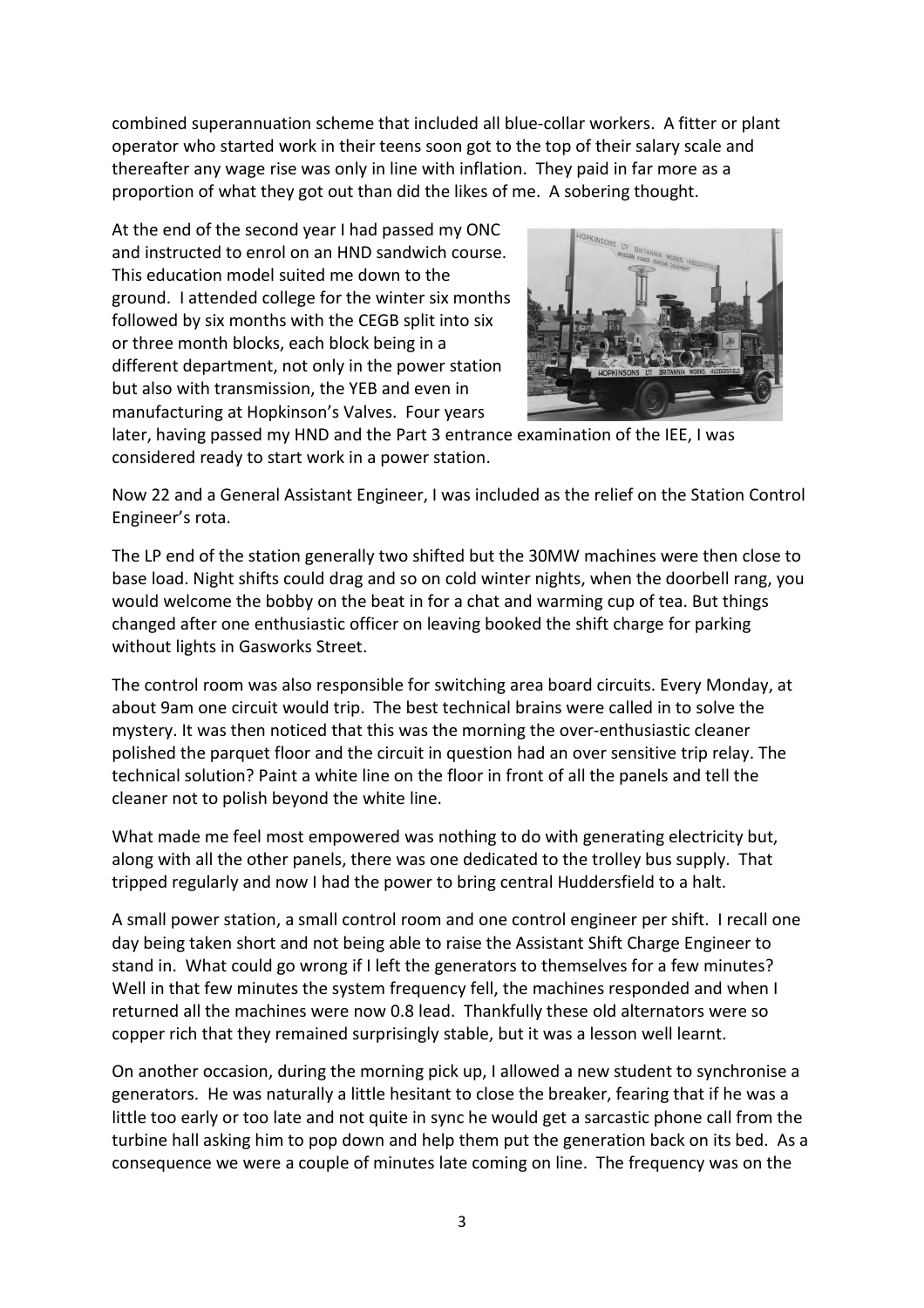combined superannuation scheme that included all blue-collar workers. A fitter or plant operator who started work in their teens soon got to the top of their salary scale and thereafter any wage rise was only in line with inflation. They paid in far more as a proportion of what they got out than did the likes of me. A sobering thought.

At the end of the second year I had passed my ONC and instructed to enrol on an HND sandwich course. This education model suited me down to the ground. I attended college for the winter six months followed by six months with the CEGB split into six or three month blocks, each block being in a different department, not only in the power station but also with transmission, the YEB and even in manufacturing at Hopkinson's Valves. Four years later, having passed my HND and the Part 3 entrance examination of the IEE, I was considered ready to start work in a power station.

Now 22 and a General Assistant Engineer, I was included as the relief on the Station Control Engineer's rota.

The LP end of the station generally two shifted but the 30MW machines were then close to base load. Night shifts could drag and so on cold winter nights, when the doorbell rang, you would welcome the bobby on the beat in for a chat and warming cup of tea. But things changed after one enthusiastic officer on leaving booked the shift charge for parking without lights in Gasworks Street.

The control room was also responsible for switching area board circuits. Every Monday, at about 9am one circuit would trip. The best technical brains were called in to solve the mystery. It was then noticed that this was the morning the over-enthusiastic cleaner polished the parquet floor and the circuit in question had an over sensitive trip relay. The technical solution? Paint a white line on the floor in front of all the panels and tell the cleaner not to polish beyond the white line.

What made me feel most empowered was nothing to do with generating electricity but, along with all the other panels, there was one dedicated to the trolley bus supply. That tripped regularly and now I had the power to bring central Huddersfield to a halt.

A small power station, a small control room and one control engineer per shift. I recall one day being taken short and not being able to raise the Assistant Shift Charge Engineer to stand in. What could go wrong if I left the generators to themselves for a few minutes? Well in that few minutes the system frequency fell, the machines responded and when I returned all the machines were now 0.8 lead. Thankfully these old alternators were so copper rich that they remained surprisingly stable, but it was a lesson well learnt.

On another occasion, during the morning pick up, I allowed a new student to synchronise a generators. He was naturally a little hesitant to close the breaker, fearing that if he was a little too early or too late and not quite in sync he would get a sarcastic phone call from the turbine hall asking him to pop down and help them put the generation back on its bed. As a consequence we were a couple of minutes late coming on line. The frequency was on the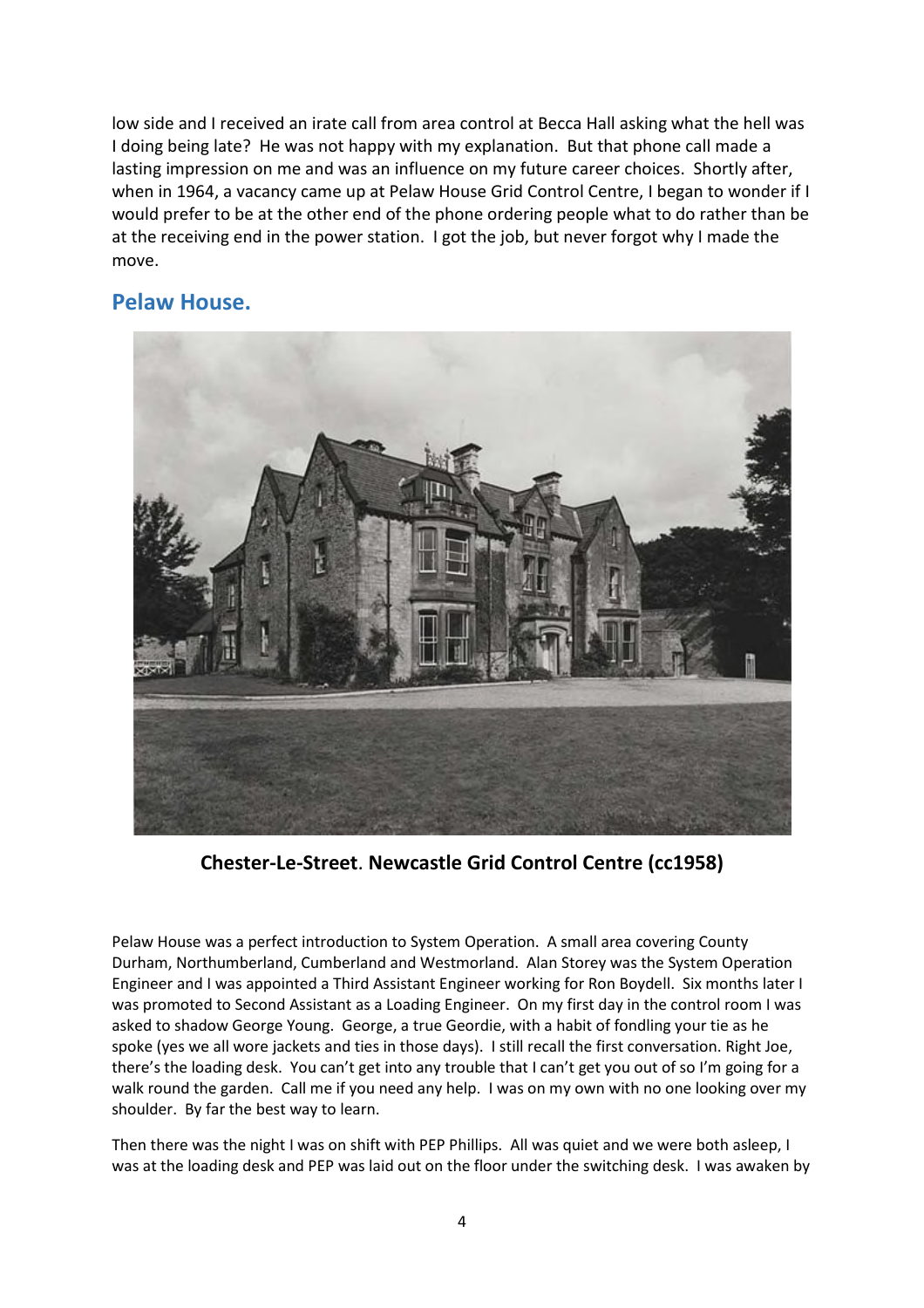low side and I received an irate call from area control at Becca Hall asking what the hell was I doing being late? He was not happy with my explanation. But that phone call made a lasting impression on me and was an influence on my future career choices. Shortly after, when in 1964, a vacancy came up at Pelaw House Grid Control Centre, I began to wonder if I would prefer to be at the other end of the phone ordering people what to do rather than be at the receiving end in the power station. I got the job, but never forgot why I made the move.

## Pelaw House.

**Chester-Le-Street**. **Newcastle Grid Control Centre (cc1958)**

Pelaw House was a perfect introduction to System Operation. A small area covering County Durham, Northumberland, Cumberland and Westmorland. Alan Storey was the System Operation Engineer and I was appointed a Third Assistant Engineer working for Ron Boydell. Six months later I was promoted to Second Assistant as a Loading Engineer. On my first day in the control room I was asked to shadow George Young. George, a true Geordie, with a habit of fondling your tie as he spoke (yes we all wore jackets and ties in those days). I still recall the first conversation. Right Joe, there's the loading desk. You can't get into any trouble that I can't get you out of so I'm going for a walk round the garden. Call me if you need any help. I was on my own with no one looking over my shoulder. By far the best way to learn.

Then there was the night I was on shift with PEP Phillips. All was quiet and we were both asleep, I was at the loading desk and PEP was laid out on the floor under the switching desk. I was awaken by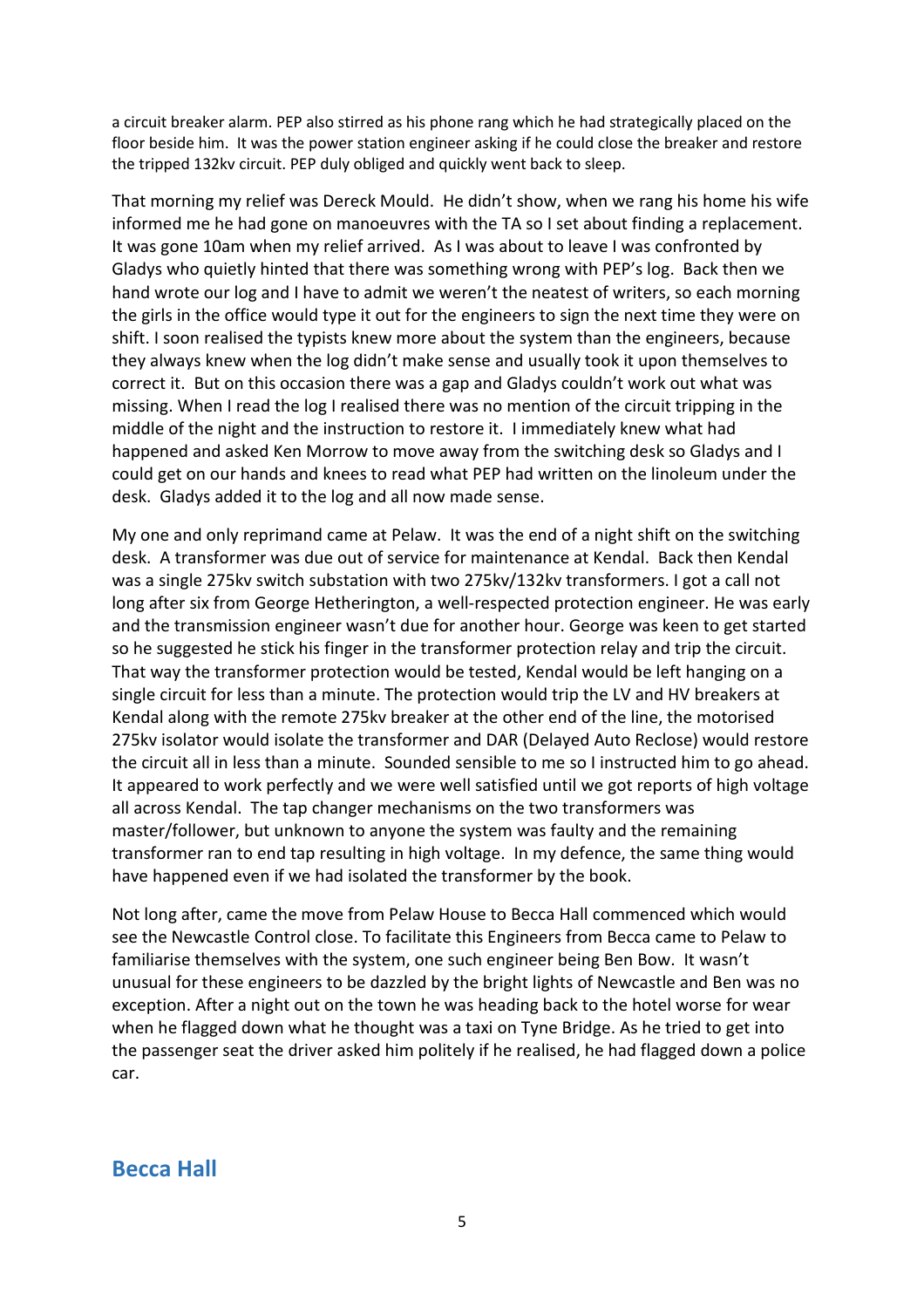a circuit breaker alarm. PEP also stirred as his phone rang which he had strategically placed on the floor beside him. It was the power station engineer asking if he could close the breaker and restore the tripped 132kv circuit. PEP duly obliged and quickly went back to sleep.

That morning my relief was Dereck Mould. He didn't show, when we rang his home his wife informed me he had gone on manoeuvres with the TA so I set about finding a replacement. It was gone 10am when my relief arrived. As I was about to leave I was confronted by Gladys who quietly hinted that there was something wrong with PEP's log. Back then we hand wrote our log and I have to admit we weren't the neatest of writers, so each morning the girls in the office would type it out for the engineers to sign the next time they were on shift. I soon realised the typists knew more about the system than the engineers, because they always knew when the log didn't make sense and usually took it upon themselves to correct it. But on this occasion there was a gap and Gladys couldn't work out what was missing. When I read the log I realised there was no mention of the circuit tripping in the middle of the night and the instruction to restore it. I immediately knew what had happened and asked Ken Morrow to move away from the switching desk so Gladys and I could get on our hands and knees to read what PEP had written on the linoleum under the desk. Gladys added it to the log and all now made sense.

My one and only reprimand came at Pelaw. It was the end of a night shift on the switching desk. A transformer was due out of service for maintenance at Kendal. Back then Kendal was a single 275kv switch substation with two 275kv/132kv transformers. I got a call not long after six from George Hetherington, a well-respected protection engineer. He was early and the transmission engineer wasn't due for another hour. George was keen to get started so he suggested he stick his finger in the transformer protection relay and trip the circuit. That way the transformer protection would be tested, Kendal would be left hanging on a single circuit for less than a minute. The protection would trip the LV and HV breakers at Kendal along with the remote 275kv breaker at the other end of the line, the motorised 275kv isolator would isolate the transformer and DAR (Delayed Auto Reclose) would restore the circuit all in less than a minute. Sounded sensible to me so I instructed him to go ahead. It appeared to work perfectly and we were well satisfied until we got reports of high voltage all across Kendal. The tap changer mechanisms on the two transformers was master/follower, but unknown to anyone the system was faulty and the remaining transformer ran to end tap resulting in high voltage. In my defence, the same thing would have happened even if we had isolated the transformer by the book.

Not long after, came the move from Pelaw House to Becca Hall commenced which would see the Newcastle Control close. To facilitate this Engineers from Becca came to Pelaw to familiarise themselves with the system, one such engineer being Ben Bow. It wasn't unusual for these engineers to be dazzled by the bright lights of Newcastle and Ben was no exception. After a night out on the town he was heading back to the hotel worse for wear when he flagged down what he thought was a taxi on Tyne Bridge. As he tried to get into the passenger seat the driver asked him politely if he realised, he had flagged down a police car.

## Becca Hall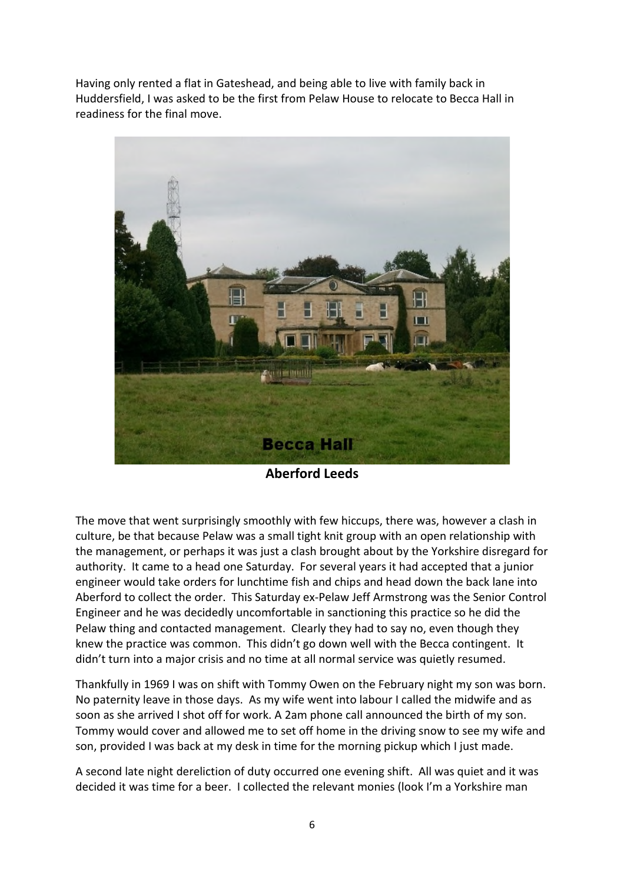Having only rented a flat in Gateshead, and being able to live with family back in Huddersfield, I was asked to be the first from Pelaw House to relocate to Becca Hall in readiness for the final move.

**Aberford Leeds**

The move that went surprisingly smoothly with few hiccups, there was, however a clash in culture, be that because Pelaw was a small tight knit group with an open relationship with the management, or perhaps it was just a clash brought about by the Yorkshire disregard for authority. It came to a head one Saturday. For several years it had accepted that a junior engineer would take orders for lunchtime fish and chips and head down the back lane into Aberford to collect the order. This Saturday ex-Pelaw Jeff Armstrong was the Senior Control Engineer and he was decidedly uncomfortable in sanctioning this practice so he did the Pelaw thing and contacted management. Clearly they had to say no, even though they knew the practice was common. This didn't go down well with the Becca contingent. It didn't turn into a major crisis and no time at all normal service was quietly resumed.

Thankfully in 1969 I was on shift with Tommy Owen on the February night my son was born. No paternity leave in those days. As my wife went into labour I called the midwife and as soon as she arrived I shot off for work. A 2am phone call announced the birth of my son. Tommy would cover and allowed me to set off home in the driving snow to see my wife and son, provided I was back at my desk in time for the morning pickup which I just made.

A second late night dereliction of duty occurred one evening shift. All was quiet and it was decided it was time for a beer. I collected the relevant monies (look I'm a Yorkshire man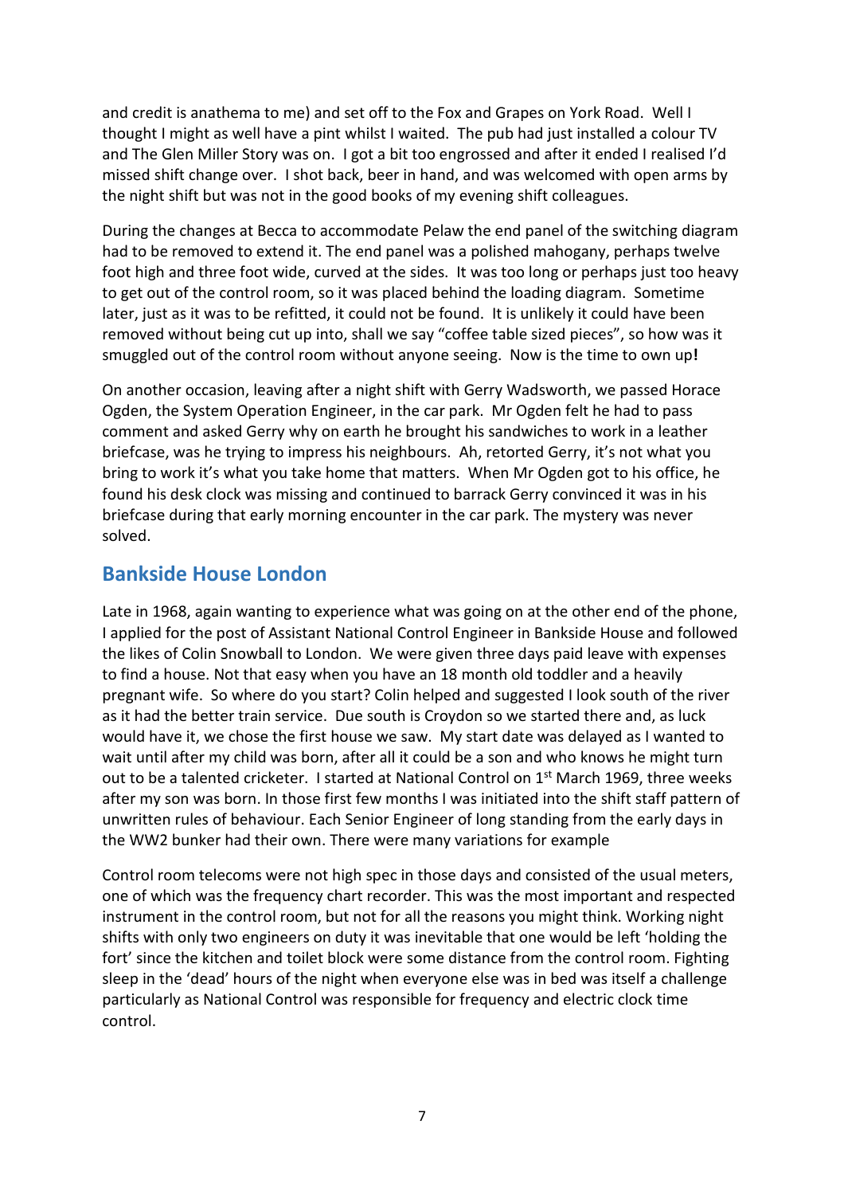and credit is anathema to me) and set off to the Fox and Grapes on York Road. Well I thought I might as well have a pint whilst I waited. The pub had just installed a colour TV and The Glen Miller Story was on. I got a bit too engrossed and after it ended I realised I'd missed shift change over. I shot back, beer in hand, and was welcomed with open arms by the night shift but was not in the good books of my evening shift colleagues.

During the changes at Becca to accommodate Pelaw the end panel of the switching diagram had to be removed to extend it. The end panel was a polished mahogany, perhaps twelve foot high and three foot wide, curved at the sides. It was too long or perhaps just too heavy to get out of the control room, so it was placed behind the loading diagram. Sometime later, just as it was to be refitted, it could not be found. It is unlikely it could have been removed without being cut up into, shall we say "coffee table sized pieces", so how was it smuggled out of the control room without anyone seeing. Now is the time to own up**!**

On another occasion, leaving after a night shift with Gerry Wadsworth, we passed Horace Ogden, the System Operation Engineer, in the car park. Mr Ogden felt he had to pass comment and asked Gerry why on earth he brought his sandwiches to work in a leather briefcase, was he trying to impress his neighbours. Ah, retorted Gerry, it's not what you bring to work it's what you take home that matters. When Mr Ogden got to his office, he found his desk clock was missing and continued to barrack Gerry convinced it was in his briefcase during that early morning encounter in the car park. The mystery was never solved.

## Bankside House London

Late in 1968, again wanting to experience what was going on at the other end of the phone, I applied for the post of Assistant National Control Engineer in Bankside House and followed the likes of Colin Snowball to London. We were given three days paid leave with expenses to find a house. Not that easy when you have an 18 month old toddler and a heavily pregnant wife. So where do you start? Colin helped and suggested I look south of the river as it had the better train service. Due south is Croydon so we started there and, as luck would have it, we chose the first house we saw. My start date was delayed as I wanted to wait until after my child was born, after all it could be a son and who knows he might turn out to be a talented cricketer. I started at National Control on 1st March 1969, three weeks after my son was born. In those first few months I was initiated into the shift staff pattern of unwritten rules of behaviour. Each Senior Engineer of long standing from the early days in the WW2 bunker had their own. There were many variations for example

Control room telecoms were not high spec in those days and consisted of the usual meters, one of which was the frequency chart recorder. This was the most important and respected instrument in the control room, but not for all the reasons you might think. Working night shifts with only two engineers on duty it was inevitable that one would be left 'holding the fort' since the kitchen and toilet block were some distance from the control room. Fighting sleep in the 'dead' hours of the night when everyone else was in bed was itself a challenge particularly as National Control was responsible for frequency and electric clock time control.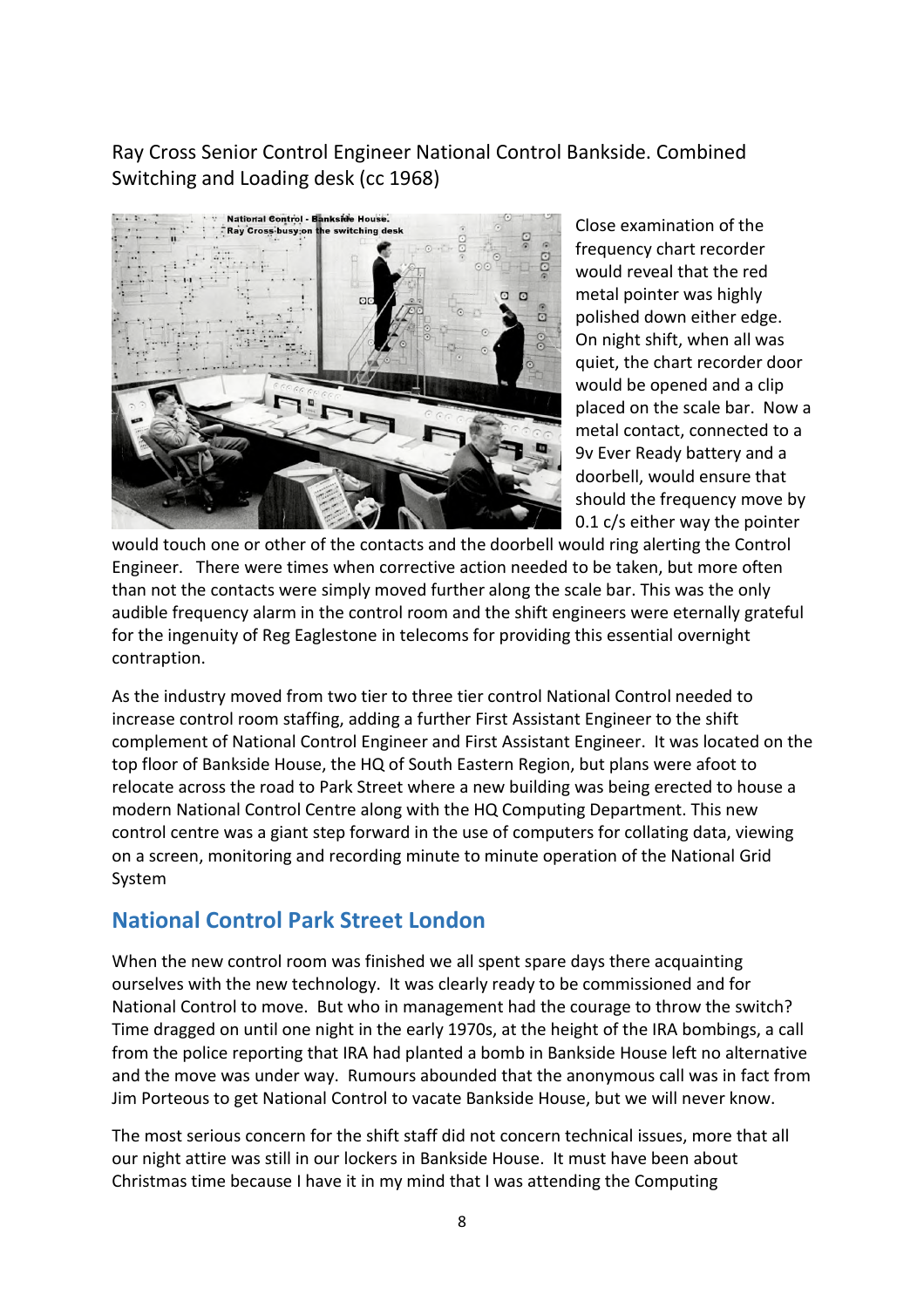Ray Cross Senior Control Engineer National Control Bankside. Combined Switching and Loading desk (cc 1968)

Close examination of the frequency chart recorder would reveal that the red metal pointer was highly polished down either edge. On night shift, when all was quiet, the chart recorder door would be opened and a clip placed on the scale bar. Now a metal contact, connected to a 9v Ever Ready battery and a doorbell, would ensure that should the frequency move by 0.1 c/s either way the pointer would touch one or other of the contacts and the doorbell would ring alerting the Control Engineer. There were times when corrective action needed to be taken, but more often than not the contacts were simply moved further along the scale bar. This was the only audible frequency alarm in the control room and the shift engineers were eternally grateful for the ingenuity of Reg Eaglestone in telecoms for providing this essential overnight contraption.

As the industry moved from two tier to three tier control National Control needed to increase control room staffing, adding a further First Assistant Engineer to the shift complement of National Control Engineer and First Assistant Engineer. It was located on the top floor of Bankside House, the HQ of South Eastern Region, but plans were afoot to relocate across the road to Park Street where a new building was being erected to house a modern National Control Centre along with the HQ Computing Department. This new control centre was a giant step forward in the use of computers for collating data, viewing on a screen, monitoring and recording minute to minute operation of the National Grid System

## National Control Park Street London

When the new control room was finished we all spent spare days there acquainting ourselves with the new technology. It was clearly ready to be commissioned and for National Control to move. But who in management had the courage to throw the switch? Time dragged on until one night in the early 1970s, at the height of the IRA bombings, a call from the police reporting that IRA had planted a bomb in Bankside House left no alternative and the move was under way. Rumours abounded that the anonymous call was in fact from Jim Porteous to get National Control to vacate Bankside House, but we will never know.

The most serious concern for the shift staff did not concern technical issues, more that all our night attire was still in our lockers in Bankside House. It must have been about Christmas time because I have it in my mind that I was attending the Computing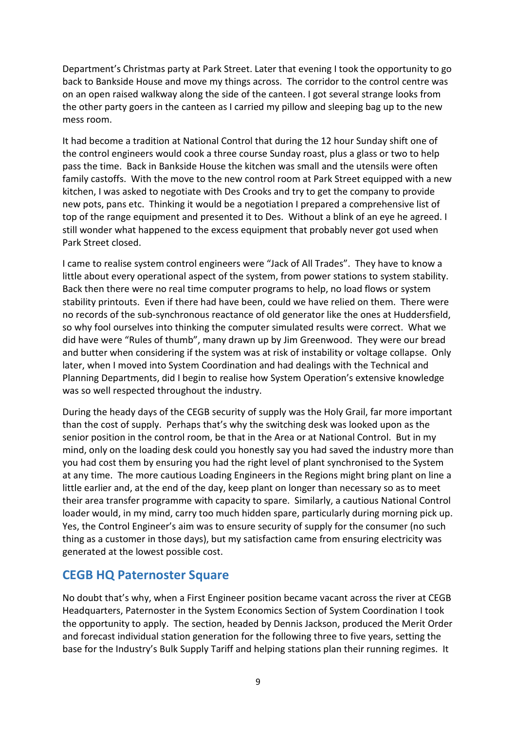Department's Christmas party at Park Street. Later that evening I took the opportunity to go back to Bankside House and move my things across. The corridor to the control centre was on an open raised walkway along the side of the canteen. I got several strange looks from the other party goers in the canteen as I carried my pillow and sleeping bag up to the new mess room.

It had become a tradition at National Control that during the 12 hour Sunday shift one of the control engineers would cook a three course Sunday roast, plus a glass or two to help pass the time. Back in Bankside House the kitchen was small and the utensils were often family castoffs. With the move to the new control room at Park Street equipped with a new kitchen, I was asked to negotiate with Des Crooks and try to get the company to provide new pots, pans etc. Thinking it would be a negotiation I prepared a comprehensive list of top of the range equipment and presented it to Des. Without a blink of an eye he agreed. I still wonder what happened to the excess equipment that probably never got used when Park Street closed.

I came to realise system control engineers were "Jack of All Trades". They have to know a little about every operational aspect of the system, from power stations to system stability. Back then there were no real time computer programs to help, no load flows or system stability printouts. Even if there had have been, could we have relied on them. There were no records of the sub-synchronous reactance of old generator like the ones at Huddersfield, so why fool ourselves into thinking the computer simulated results were correct. What we did have were "Rules of thumb", many drawn up by Jim Greenwood. They were our bread and butter when considering if the system was at risk of instability or voltage collapse. Only later, when I moved into System Coordination and had dealings with the Technical and Planning Departments, did I begin to realise how System Operation's extensive knowledge was so well respected throughout the industry.

During the heady days of the CEGB security of supply was the Holy Grail, far more important than the cost of supply. Perhaps that's why the switching desk was looked upon as the senior position in the control room, be that in the Area or at National Control. But in my mind, only on the loading desk could you honestly say you had saved the industry more than you had cost them by ensuring you had the right level of plant synchronised to the System at any time. The more cautious Loading Engineers in the Regions might bring plant on line a little earlier and, at the end of the day, keep plant on longer than necessary so as to meet their area transfer programme with capacity to spare. Similarly, a cautious National Control loader would, in my mind, carry too much hidden spare, particularly during morning pick up. Yes, the Control Engineer's aim was to ensure security of supply for the consumer (no such thing as a customer in those days), but my satisfaction came from ensuring electricity was generated at the lowest possible cost.

## CEGB HQ Paternoster Square

No doubt that's why, when a First Engineer position became vacant across the river at CEGB Headquarters, Paternoster in the System Economics Section of System Coordination I took the opportunity to apply. The section, headed by Dennis Jackson, produced the Merit Order and forecast individual station generation for the following three to five years, setting the base for the Industry's Bulk Supply Tariff and helping stations plan their running regimes. It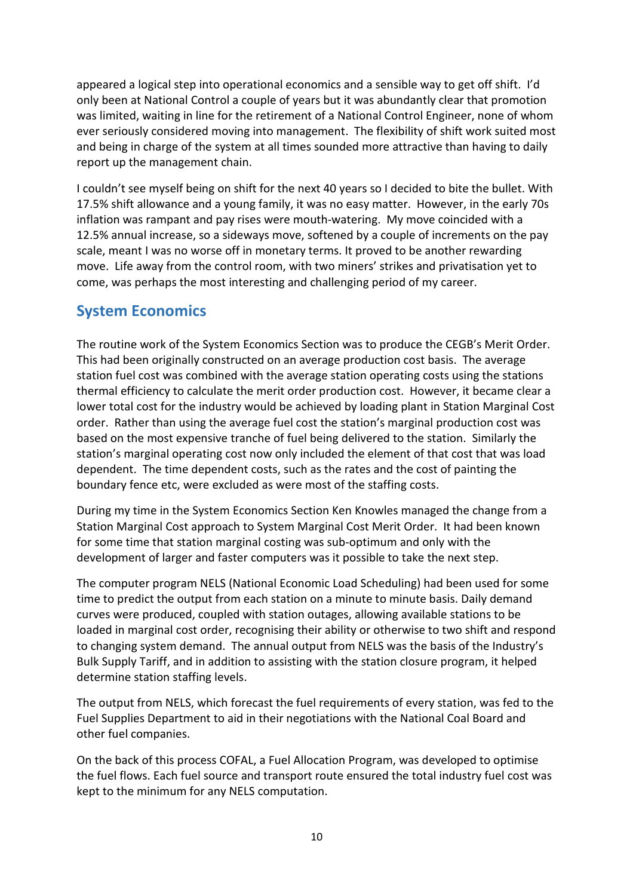appeared a logical step into operational economics and a sensible way to get off shift. I'd only been at National Control a couple of years but it was abundantly clear that promotion was limited, waiting in line for the retirement of a National Control Engineer, none of whom ever seriously considered moving into management. The flexibility of shift work suited most and being in charge of the system at all times sounded more attractive than having to daily report up the management chain.

I couldn't see myself being on shift for the next 40 years so I decided to bite the bullet. With 17.5% shift allowance and a young family, it was no easy matter. However, in the early 70s inflation was rampant and pay rises were mouth-watering. My move coincided with a 12.5% annual increase, so a sideways move, softened by a couple of increments on the pay scale, meant I was no worse off in monetary terms. It proved to be another rewarding move. Life away from the control room, with two miners' strikes and privatisation yet to come, was perhaps the most interesting and challenging period of my career.

## System Economics

The routine work of the System Economics Section was to produce the CEGB's Merit Order. This had been originally constructed on an average production cost basis. The average station fuel cost was combined with the average station operating costs using the stations thermal efficiency to calculate the merit order production cost. However, it became clear a lower total cost for the industry would be achieved by loading plant in Station Marginal Cost order. Rather than using the average fuel cost the station's marginal production cost was based on the most expensive tranche of fuel being delivered to the station. Similarly the station's marginal operating cost now only included the element of that cost that was load dependent. The time dependent costs, such as the rates and the cost of painting the boundary fence etc, were excluded as were most of the staffing costs.

During my time in the System Economics Section Ken Knowles managed the change from a Station Marginal Cost approach to System Marginal Cost Merit Order. It had been known for some time that station marginal costing was sub-optimum and only with the development of larger and faster computers was it possible to take the next step.

The computer program NELS (National Economic Load Scheduling) had been used for some time to predict the output from each station on a minute to minute basis. Daily demand curves were produced, coupled with station outages, allowing available stations to be loaded in marginal cost order, recognising their ability or otherwise to two shift and respond to changing system demand. The annual output from NELS was the basis of the Industry's Bulk Supply Tariff, and in addition to assisting with the station closure program, it helped determine station staffing levels.

The output from NELS, which forecast the fuel requirements of every station, was fed to the Fuel Supplies Department to aid in their negotiations with the National Coal Board and other fuel companies.

On the back of this process COFAL, a Fuel Allocation Program, was developed to optimise the fuel flows. Each fuel source and transport route ensured the total industry fuel cost was kept to the minimum for any NELS computation.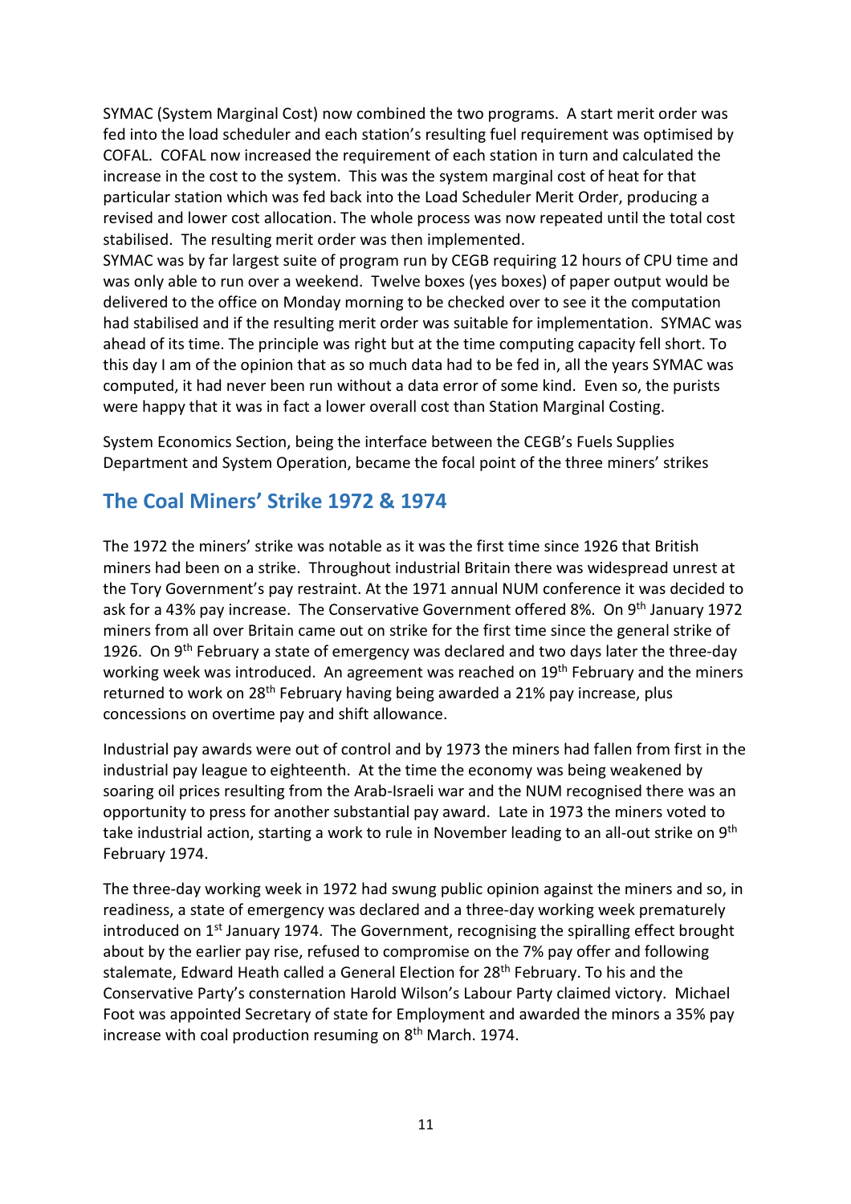SYMAC (System Marginal Cost) now combined the two programs. A start merit order was fed into the load scheduler and each station's resulting fuel requirement was optimised by COFAL. COFAL now increased the requirement of each station in turn and calculated the increase in the cost to the system. This was the system marginal cost of heat for that particular station which was fed back into the Load Scheduler Merit Order, producing a revised and lower cost allocation. The whole process was now repeated until the total cost stabilised. The resulting merit order was then implemented.
SYMAC was by far largest suite of program run by CEGB requiring 12 hours of CPU time and was only able to run over a weekend. Twelve boxes (yes boxes) of paper output would be delivered to the office on Monday morning to be checked over to see it the computation had stabilised and if the resulting merit order was suitable for implementation. SYMAC was ahead of its time. The principle was right but at the time computing capacity fell short. To this day I am of the opinion that as so much data had to be fed in, all the years SYMAC was computed, it had never been run without a data error of some kind. Even so, the purists were happy that it was in fact a lower overall cost than Station Marginal Costing.

System Economics Section, being the interface between the CEGB's Fuels Supplies Department and System Operation, became the focal point of the three miners' strikes

## The Coal Miners' Strike 1972 & 1974

The 1972 the miners' strike was notable as it was the first time since 1926 that British miners had been on a strike. Throughout industrial Britain there was widespread unrest at the Tory Government's pay restraint. At the 1971 annual NUM conference it was decided to ask for a 43% pay increase. The Conservative Government offered 8%. On 9th January 1972 miners from all over Britain came out on strike for the first time since the general strike of 1926. On 9th February a state of emergency was declared and two days later the three-day working week was introduced. An agreement was reached on 19th February and the miners returned to work on 28th February having being awarded a 21% pay increase, plus concessions on overtime pay and shift allowance.

Industrial pay awards were out of control and by 1973 the miners had fallen from first in the industrial pay league to eighteenth. At the time the economy was being weakened by soaring oil prices resulting from the Arab-Israeli war and the NUM recognised there was an opportunity to press for another substantial pay award. Late in 1973 the miners voted to take industrial action, starting a work to rule in November leading to an all-out strike on 9th February 1974.

The three-day working week in 1972 had swung public opinion against the miners and so, in readiness, a state of emergency was declared and a three-day working week prematurely introduced on 1st January 1974. The Government, recognising the spiralling effect brought about by the earlier pay rise, refused to compromise on the 7% pay offer and following stalemate, Edward Heath called a General Election for 28th February. To his and the Conservative Party's consternation Harold Wilson's Labour Party claimed victory. Michael Foot was appointed Secretary of state for Employment and awarded the minors a 35% pay increase with coal production resuming on 8th March. 1974.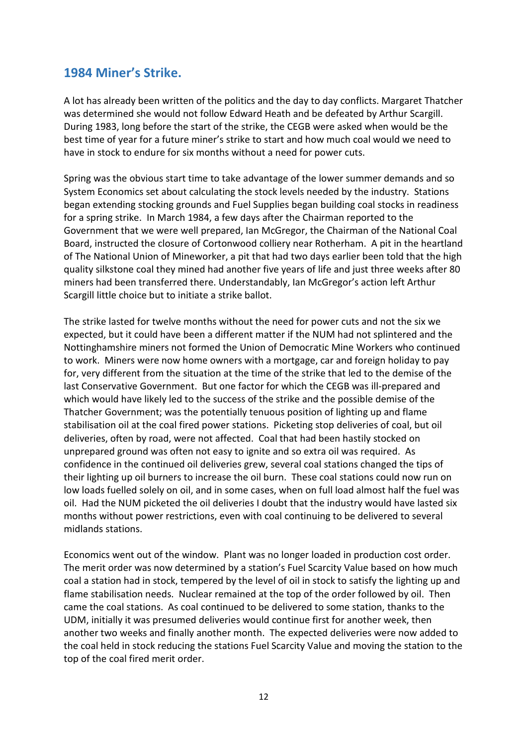## 1984 Miner's Strike.

A lot has already been written of the politics and the day to day conflicts. Margaret Thatcher was determined she would not follow Edward Heath and be defeated by Arthur Scargill. During 1983, long before the start of the strike, the CEGB were asked when would be the best time of year for a future miner's strike to start and how much coal would we need to have in stock to endure for six months without a need for power cuts.

Spring was the obvious start time to take advantage of the lower summer demands and so System Economics set about calculating the stock levels needed by the industry. Stations began extending stocking grounds and Fuel Supplies began building coal stocks in readiness for a spring strike. In March 1984, a few days after the Chairman reported to the Government that we were well prepared, Ian McGregor, the Chairman of the National Coal Board, instructed the closure of Cortonwood colliery near Rotherham. A pit in the heartland of The National Union of Mineworker, a pit that had two days earlier been told that the high quality silkstone coal they mined had another five years of life and just three weeks after 80 miners had been transferred there. Understandably, Ian McGregor's action left Arthur Scargill little choice but to initiate a strike ballot.

The strike lasted for twelve months without the need for power cuts and not the six we expected, but it could have been a different matter if the NUM had not splintered and the Nottinghamshire miners not formed the Union of Democratic Mine Workers who continued to work. Miners were now home owners with a mortgage, car and foreign holiday to pay for, very different from the situation at the time of the strike that led to the demise of the last Conservative Government. But one factor for which the CEGB was ill-prepared and which would have likely led to the success of the strike and the possible demise of the Thatcher Government; was the potentially tenuous position of lighting up and flame stabilisation oil at the coal fired power stations. Picketing stop deliveries of coal, but oil deliveries, often by road, were not affected. Coal that had been hastily stocked on unprepared ground was often not easy to ignite and so extra oil was required. As confidence in the continued oil deliveries grew, several coal stations changed the tips of their lighting up oil burners to increase the oil burn. These coal stations could now run on low loads fuelled solely on oil, and in some cases, when on full load almost half the fuel was oil. Had the NUM picketed the oil deliveries I doubt that the industry would have lasted six months without power restrictions, even with coal continuing to be delivered to several midlands stations.

Economics went out of the window. Plant was no longer loaded in production cost order. The merit order was now determined by a station's Fuel Scarcity Value based on how much coal a station had in stock, tempered by the level of oil in stock to satisfy the lighting up and flame stabilisation needs. Nuclear remained at the top of the order followed by oil. Then came the coal stations. As coal continued to be delivered to some station, thanks to the UDM, initially it was presumed deliveries would continue first for another week, then another two weeks and finally another month. The expected deliveries were now added to the coal held in stock reducing the stations Fuel Scarcity Value and moving the station to the top of the coal fired merit order.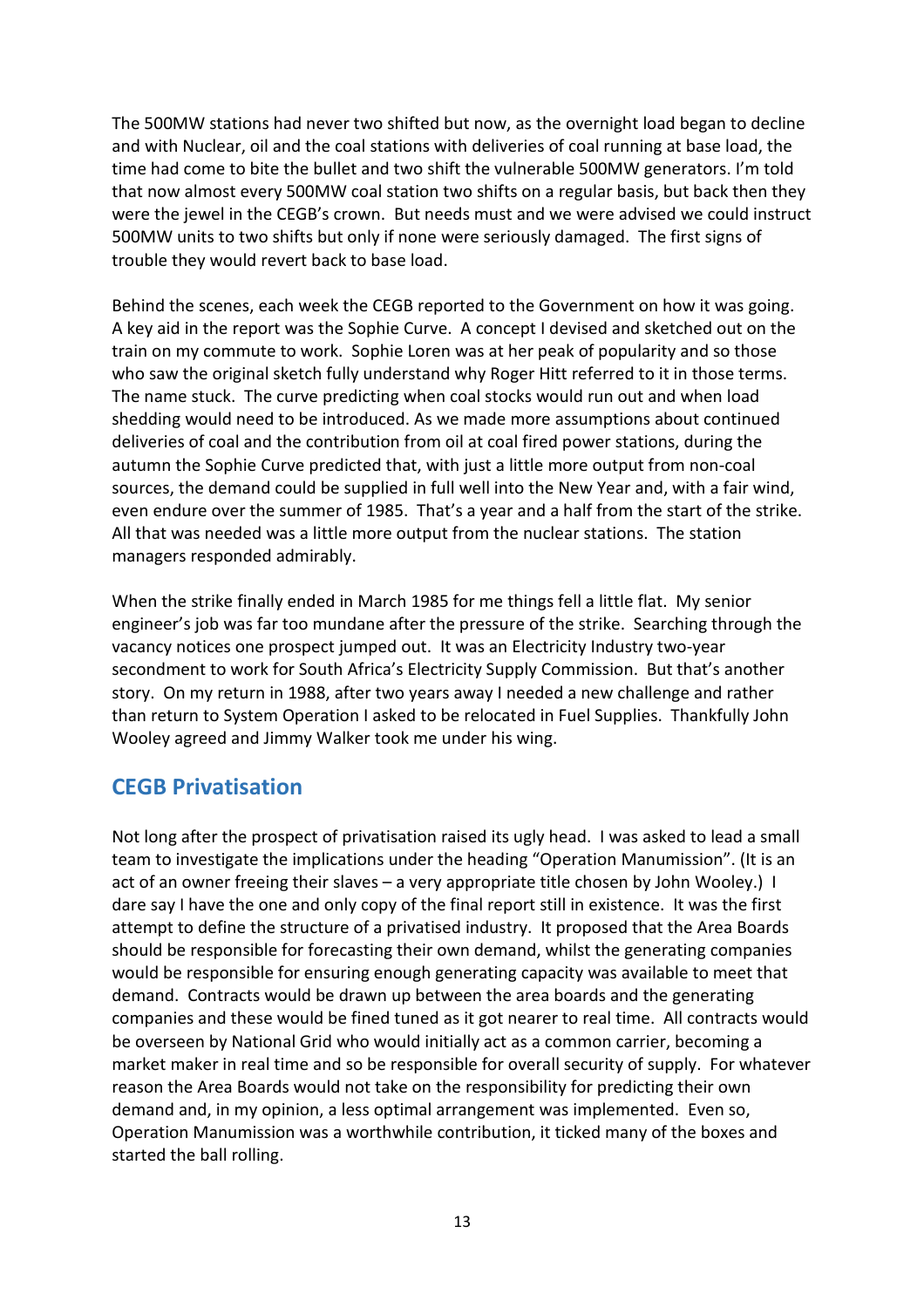The 500MW stations had never two shifted but now, as the overnight load began to decline and with Nuclear, oil and the coal stations with deliveries of coal running at base load, the time had come to bite the bullet and two shift the vulnerable 500MW generators. I'm told that now almost every 500MW coal station two shifts on a regular basis, but back then they were the jewel in the CEGB's crown. But needs must and we were advised we could instruct 500MW units to two shifts but only if none were seriously damaged. The first signs of trouble they would revert back to base load.

Behind the scenes, each week the CEGB reported to the Government on how it was going. A key aid in the report was the Sophie Curve. A concept I devised and sketched out on the train on my commute to work. Sophie Loren was at her peak of popularity and so those who saw the original sketch fully understand why Roger Hitt referred to it in those terms. The name stuck. The curve predicting when coal stocks would run out and when load shedding would need to be introduced. As we made more assumptions about continued deliveries of coal and the contribution from oil at coal fired power stations, during the autumn the Sophie Curve predicted that, with just a little more output from non-coal sources, the demand could be supplied in full well into the New Year and, with a fair wind, even endure over the summer of 1985. That's a year and a half from the start of the strike. All that was needed was a little more output from the nuclear stations. The station managers responded admirably.

When the strike finally ended in March 1985 for me things fell a little flat. My senior engineer's job was far too mundane after the pressure of the strike. Searching through the vacancy notices one prospect jumped out. It was an Electricity Industry two-year secondment to work for South Africa's Electricity Supply Commission. But that's another story. On my return in 1988, after two years away I needed a new challenge and rather than return to System Operation I asked to be relocated in Fuel Supplies. Thankfully John Wooley agreed and Jimmy Walker took me under his wing.

## CEGB Privatisation

Not long after the prospect of privatisation raised its ugly head. I was asked to lead a small team to investigate the implications under the heading "Operation Manumission". (It is an act of an owner freeing their slaves – a very appropriate title chosen by John Wooley.) I dare say I have the one and only copy of the final report still in existence. It was the first attempt to define the structure of a privatised industry. It proposed that the Area Boards should be responsible for forecasting their own demand, whilst the generating companies would be responsible for ensuring enough generating capacity was available to meet that demand. Contracts would be drawn up between the area boards and the generating companies and these would be fined tuned as it got nearer to real time. All contracts would be overseen by National Grid who would initially act as a common carrier, becoming a market maker in real time and so be responsible for overall security of supply. For whatever reason the Area Boards would not take on the responsibility for predicting their own demand and, in my opinion, a less optimal arrangement was implemented. Even so, Operation Manumission was a worthwhile contribution, it ticked many of the boxes and started the ball rolling.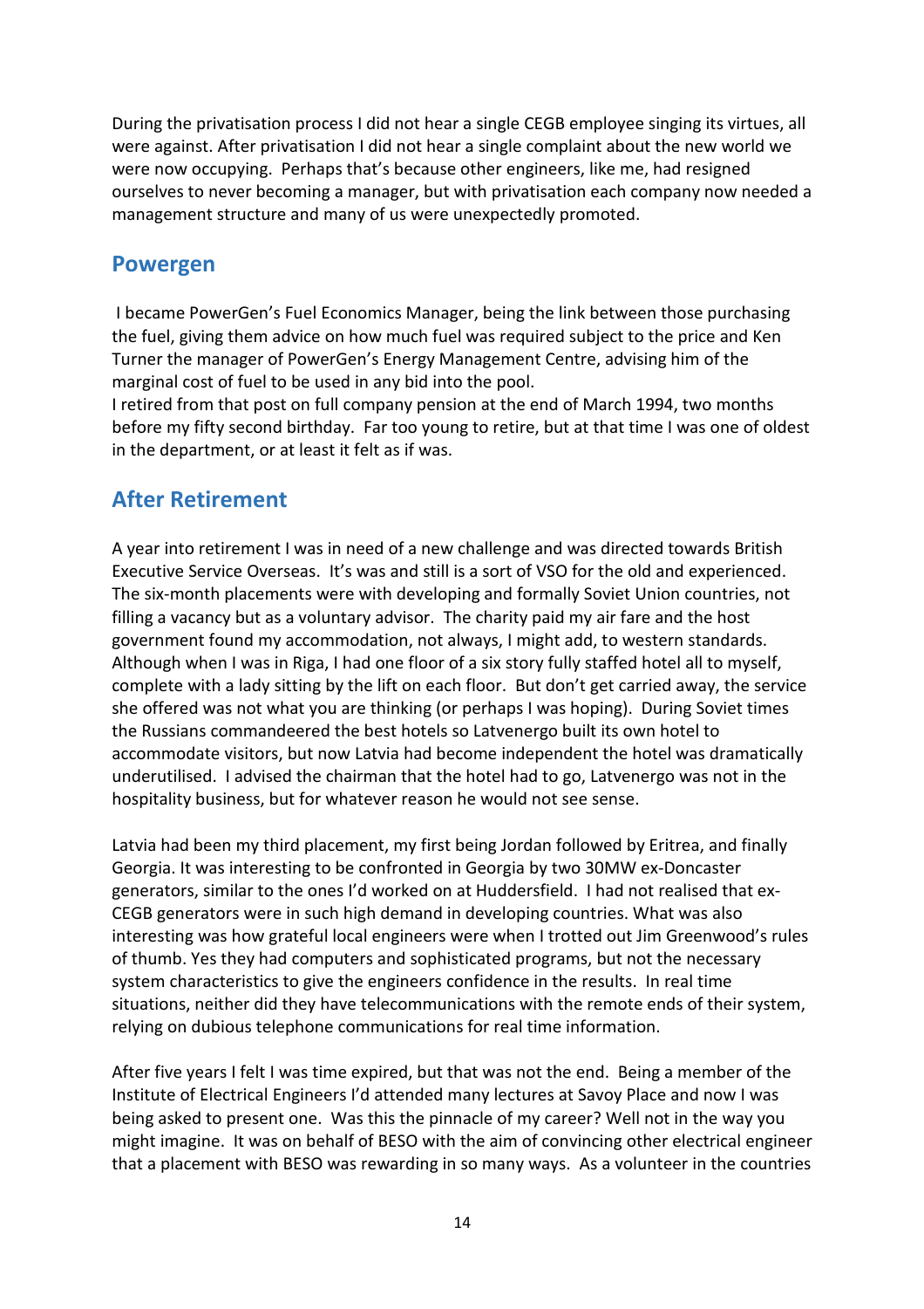During the privatisation process I did not hear a single CEGB employee singing its virtues, all were against. After privatisation I did not hear a single complaint about the new world we were now occupying. Perhaps that's because other engineers, like me, had resigned ourselves to never becoming a manager, but with privatisation each company now needed a management structure and many of us were unexpectedly promoted.

## Powergen

I became PowerGen's Fuel Economics Manager, being the link between those purchasing the fuel, giving them advice on how much fuel was required subject to the price and Ken Turner the manager of PowerGen's Energy Management Centre, advising him of the marginal cost of fuel to be used in any bid into the pool.

I retired from that post on full company pension at the end of March 1994, two months before my fifty second birthday. Far too young to retire, but at that time I was one of oldest in the department, or at least it felt as if was.

## After Retirement

A year into retirement I was in need of a new challenge and was directed towards British Executive Service Overseas. It's was and still is a sort of VSO for the old and experienced. The six-month placements were with developing and formally Soviet Union countries, not filling a vacancy but as a voluntary advisor. The charity paid my air fare and the host government found my accommodation, not always, I might add, to western standards. Although when I was in Riga, I had one floor of a six story fully staffed hotel all to myself, complete with a lady sitting by the lift on each floor. But don't get carried away, the service she offered was not what you are thinking (or perhaps I was hoping). During Soviet times the Russians commandeered the best hotels so Latvenergo built its own hotel to accommodate visitors, but now Latvia had become independent the hotel was dramatically underutilised. I advised the chairman that the hotel had to go, Latvenergo was not in the hospitality business, but for whatever reason he would not see sense.

Latvia had been my third placement, my first being Jordan followed by Eritrea, and finally Georgia. It was interesting to be confronted in Georgia by two 30MW ex-Doncaster generators, similar to the ones I'd worked on at Huddersfield. I had not realised that ex-CEGB generators were in such high demand in developing countries. What was also interesting was how grateful local engineers were when I trotted out Jim Greenwood's rules of thumb. Yes they had computers and sophisticated programs, but not the necessary system characteristics to give the engineers confidence in the results. In real time situations, neither did they have telecommunications with the remote ends of their system, relying on dubious telephone communications for real time information.

After five years I felt I was time expired, but that was not the end. Being a member of the Institute of Electrical Engineers I'd attended many lectures at Savoy Place and now I was being asked to present one. Was this the pinnacle of my career? Well not in the way you might imagine. It was on behalf of BESO with the aim of convincing other electrical engineer that a placement with BESO was rewarding in so many ways. As a volunteer in the countries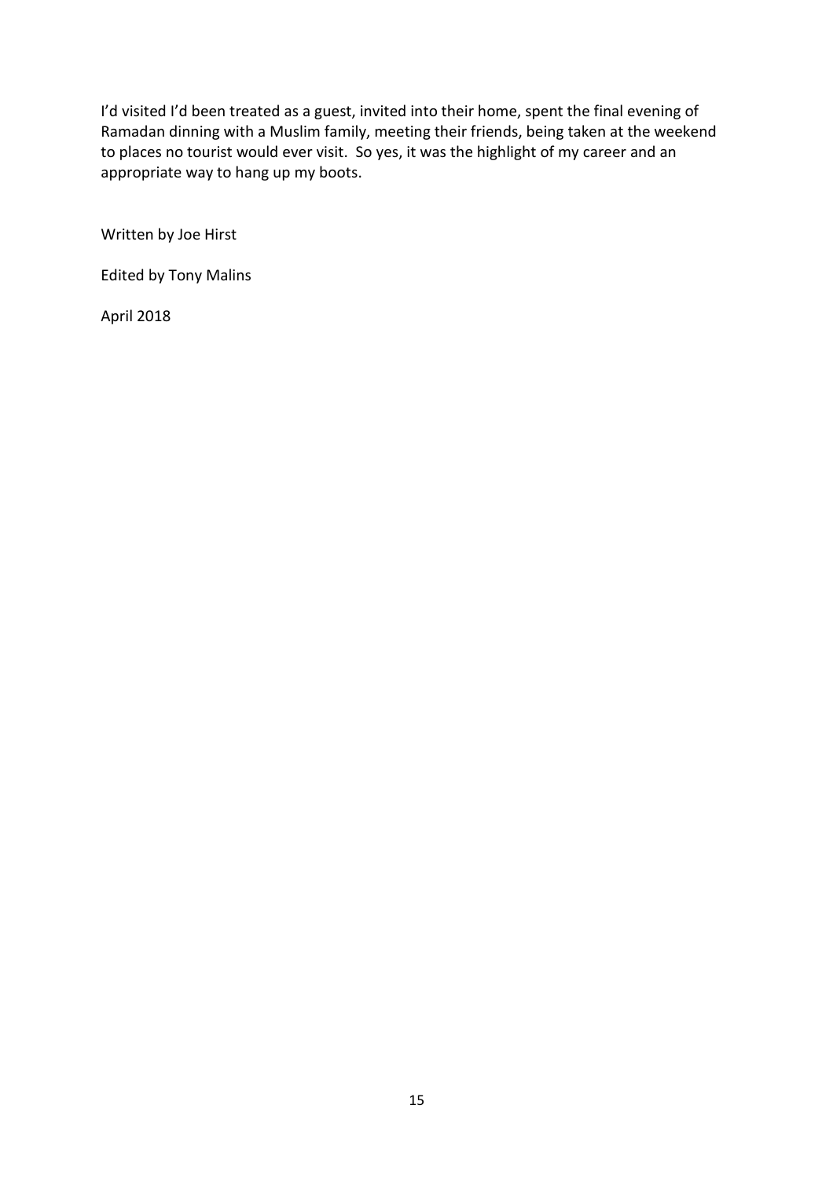I'd visited I'd been treated as a guest, invited into their home, spent the final evening of Ramadan dinning with a Muslim family, meeting their friends, being taken at the weekend to places no tourist would ever visit. So yes, it was the highlight of my career and an appropriate way to hang up my boots.

Written by Joe Hirst

Edited by Tony Malins

April 2018